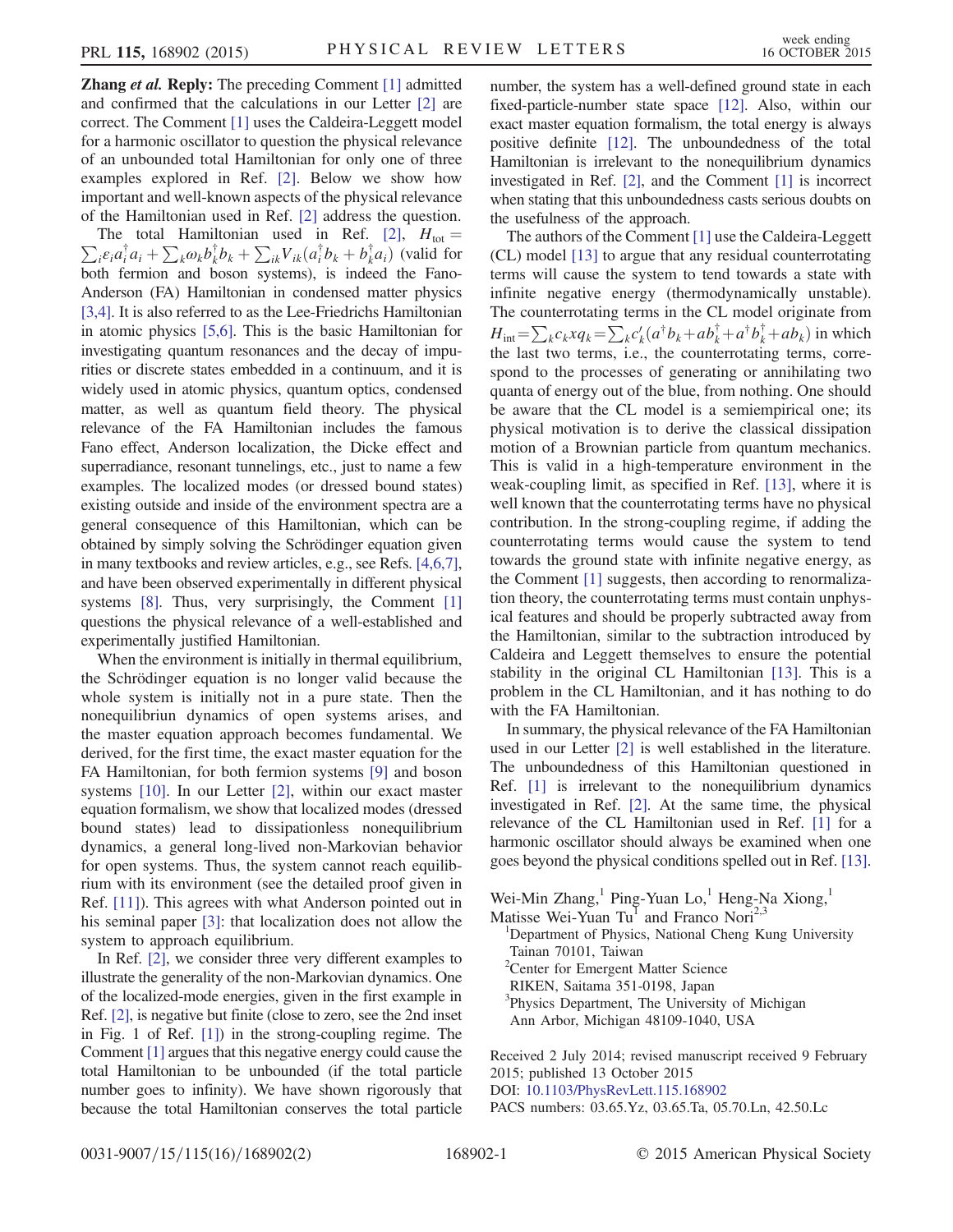**Zhang *et al.* Reply:** The preceding Comment [1] admitted and confirmed that the calculations in our Letter [2] are correct. The Comment [1] uses the Caldeira-Leggett model for a harmonic oscillator to question the physical relevance of an unbounded total Hamiltonian for only one of three examples explored in Ref. [2]. Below we show how important and well-known aspects of the physical relevance of the Hamiltonian used in Ref. [2] address the question.

The total Hamiltonian used in Ref. [2], $H_{\rm tot} = \sum_i \varepsilon_i a_i^\dagger a_i + \sum_k \omega_k b_k^\dagger b_k + \sum_{ik} V_{ik}(a_i^\dagger b_k + b_k^\dagger a_i)$ (valid for both fermion and boson systems), is indeed the Fano-Anderson (FA) Hamiltonian in condensed matter physics [3,4]. It is also referred to as the Lee-Friedrichs Hamiltonian in atomic physics [5,6]. This is the basic Hamiltonian for investigating quantum resonances and the decay of impurities or discrete states embedded in a continuum, and it is widely used in atomic physics, quantum optics, condensed matter, as well as quantum field theory. The physical relevance of the FA Hamiltonian includes the famous Fano effect, Anderson localization, the Dicke effect and superradiance, resonant tunnelings, etc., just to name a few examples. The localized modes (or dressed bound states) existing outside and inside of the environment spectra are a general consequence of this Hamiltonian, which can be obtained by simply solving the Schrödinger equation given in many textbooks and review articles, e.g., see Refs. [4,6,7], and have been observed experimentally in different physical systems [8]. Thus, very surprisingly, the Comment [1] questions the physical relevance of a well-established and experimentally justified Hamiltonian.

When the environment is initially in thermal equilibrium, the Schrödinger equation is no longer valid because the whole system is initially not in a pure state. Then the nonequilibriun dynamics of open systems arises, and the master equation approach becomes fundamental. We derived, for the first time, the exact master equation for the FA Hamiltonian, for both fermion systems [9] and boson systems [10]. In our Letter [2], within our exact master equation formalism, we show that localized modes (dressed bound states) lead to dissipationless nonequilibrium dynamics, a general long-lived non-Markovian behavior for open systems. Thus, the system cannot reach equilibrium with its environment (see the detailed proof given in Ref. [11]). This agrees with what Anderson pointed out in his seminal paper [3]: that localization does not allow the system to approach equilibrium.

In Ref. [2], we consider three very different examples to illustrate the generality of the non-Markovian dynamics. One of the localized-mode energies, given in the first example in Ref. [2], is negative but finite (close to zero, see the 2nd inset in Fig. 1 of Ref. [1]) in the strong-coupling regime. The Comment [1] argues that this negative energy could cause the total Hamiltonian to be unbounded (if the total particle number goes to infinity). We have shown rigorously that because the total Hamiltonian conserves the total particle number, the system has a well-defined ground state in each fixed-particle-number state space [12]. Also, within our exact master equation formalism, the total energy is always positive definite [12]. The unboundedness of the total Hamiltonian is irrelevant to the nonequilibrium dynamics investigated in Ref. [2], and the Comment [1] is incorrect when stating that this unboundedness casts serious doubts on the usefulness of the approach.

The authors of the Comment [1] use the Caldeira-Leggett (CL) model [13] to argue that any residual counterrotating terms will cause the system to tend towards a state with infinite negative energy (thermodynamically unstable). The counterrotating terms in the CL model originate from $H_{\rm int} = \sum_k c_k x q_k = \sum_k c'_k (a^\dagger b_k + a b_k^\dagger + a^\dagger b_k^\dagger + a b_k)$ in which the last two terms, i.e., the counterrotating terms, correspond to the processes of generating or annihilating two quanta of energy out of the blue, from nothing. One should be aware that the CL model is a semiempirical one; its physical motivation is to derive the classical dissipation motion of a Brownian particle from quantum mechanics. This is valid in a high-temperature environment in the weak-coupling limit, as specified in Ref. [13], where it is well known that the counterrotating terms have no physical contribution. In the strong-coupling regime, if adding the counterrotating terms would cause the system to tend towards the ground state with infinite negative energy, as the Comment [1] suggests, then according to renormalization theory, the counterrotating terms must contain unphysical features and should be properly subtracted away from the Hamiltonian, similar to the subtraction introduced by Caldeira and Leggett themselves to ensure the potential stability in the original CL Hamiltonian [13]. This is a problem in the CL Hamiltonian, and it has nothing to do with the FA Hamiltonian.

In summary, the physical relevance of the FA Hamiltonian used in our Letter [2] is well established in the literature. The unboundedness of this Hamiltonian questioned in Ref. [1] is irrelevant to the nonequilibrium dynamics investigated in Ref. [2]. At the same time, the physical relevance of the CL Hamiltonian used in Ref. [1] for a harmonic oscillator should always be examined when one goes beyond the physical conditions spelled out in Ref. [13].

Wei-Min Zhang,[1] Ping-Yuan Lo,[1] Heng-Na Xiong,[1] Matisse Wei-Yuan Tu[1] and Franco Nori[2,3]

[1]Department of Physics, National Cheng Kung University Tainan 70101, Taiwan
[2]Center for Emergent Matter Science RIKEN, Saitama 351-0198, Japan
[3]Physics Department, The University of Michigan Ann Arbor, Michigan 48109-1040, USA

Received 2 July 2014; revised manuscript received 9 February 2015; published 13 October 2015
DOI: 10.1103/PhysRevLett.115.168902
PACS numbers: 03.65.Yz, 03.65.Ta, 05.70.Ln, 42.50.Lc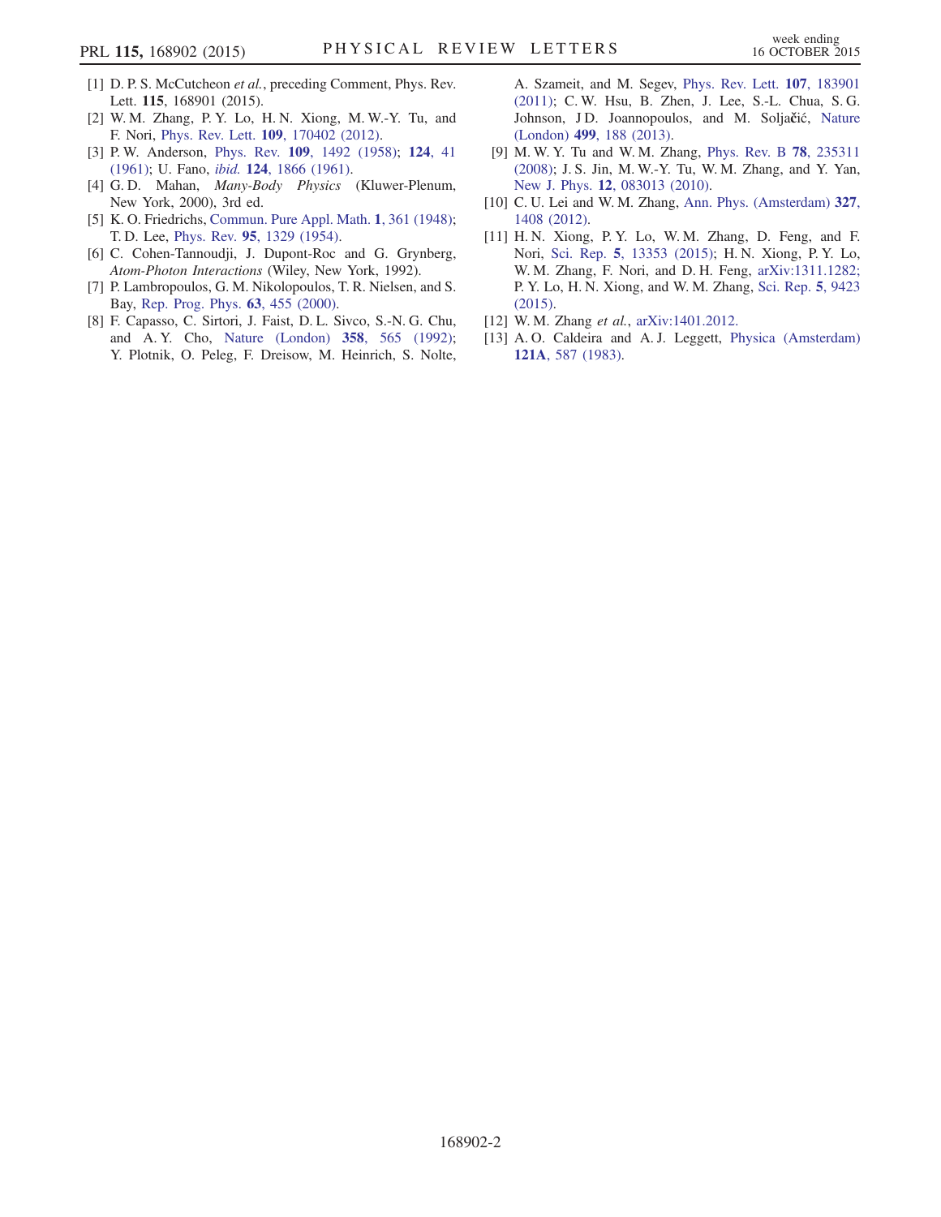[1] D. P. S. McCutcheon *et al.*, preceding Comment, Phys. Rev. Lett. **115**, 168901 (2015).

[2] W. M. Zhang, P. Y. Lo, H. N. Xiong, M. W.-Y. Tu, and F. Nori, Phys. Rev. Lett. **109**, 170402 (2012).

[3] P. W. Anderson, Phys. Rev. **109**, 1492 (1958); **124**, 41 (1961); U. Fano, *ibid.* **124**, 1866 (1961).

[4] G. D. Mahan, *Many-Body Physics* (Kluwer-Plenum, New York, 2000), 3rd ed.

[5] K. O. Friedrichs, Commun. Pure Appl. Math. **1**, 361 (1948); T. D. Lee, Phys. Rev. **95**, 1329 (1954).

[6] C. Cohen-Tannoudji, J. Dupont-Roc and G. Grynberg, *Atom-Photon Interactions* (Wiley, New York, 1992).

[7] P. Lambropoulos, G. M. Nikolopoulos, T. R. Nielsen, and S. Bay, Rep. Prog. Phys. **63**, 455 (2000).

[8] F. Capasso, C. Sirtori, J. Faist, D. L. Sivco, S.-N. G. Chu, and A. Y. Cho, Nature (London) **358**, 565 (1992); Y. Plotnik, O. Peleg, F. Dreisow, M. Heinrich, S. Nolte, A. Szameit, and M. Segev, Phys. Rev. Lett. **107**, 183901 (2011); C. W. Hsu, B. Zhen, J. Lee, S.-L. Chua, S. G. Johnson, J D. Joannopoulos, and M. Soljačić, Nature (London) **499**, 188 (2013).

[9] M. W. Y. Tu and W. M. Zhang, Phys. Rev. B **78**, 235311 (2008); J. S. Jin, M. W.-Y. Tu, W. M. Zhang, and Y. Yan, New J. Phys. **12**, 083013 (2010).

[10] C. U. Lei and W. M. Zhang, Ann. Phys. (Amsterdam) **327**, 1408 (2012).

[11] H. N. Xiong, P. Y. Lo, W. M. Zhang, D. Feng, and F. Nori, Sci. Rep. **5**, 13353 (2015); H. N. Xiong, P. Y. Lo, W. M. Zhang, F. Nori, and D. H. Feng, arXiv:1311.1282; P. Y. Lo, H. N. Xiong, and W. M. Zhang, Sci. Rep. **5**, 9423 (2015).

[12] W. M. Zhang *et al.*, arXiv:1401.2012.

[13] A. O. Caldeira and A. J. Leggett, Physica (Amsterdam) **121A**, 587 (1983).